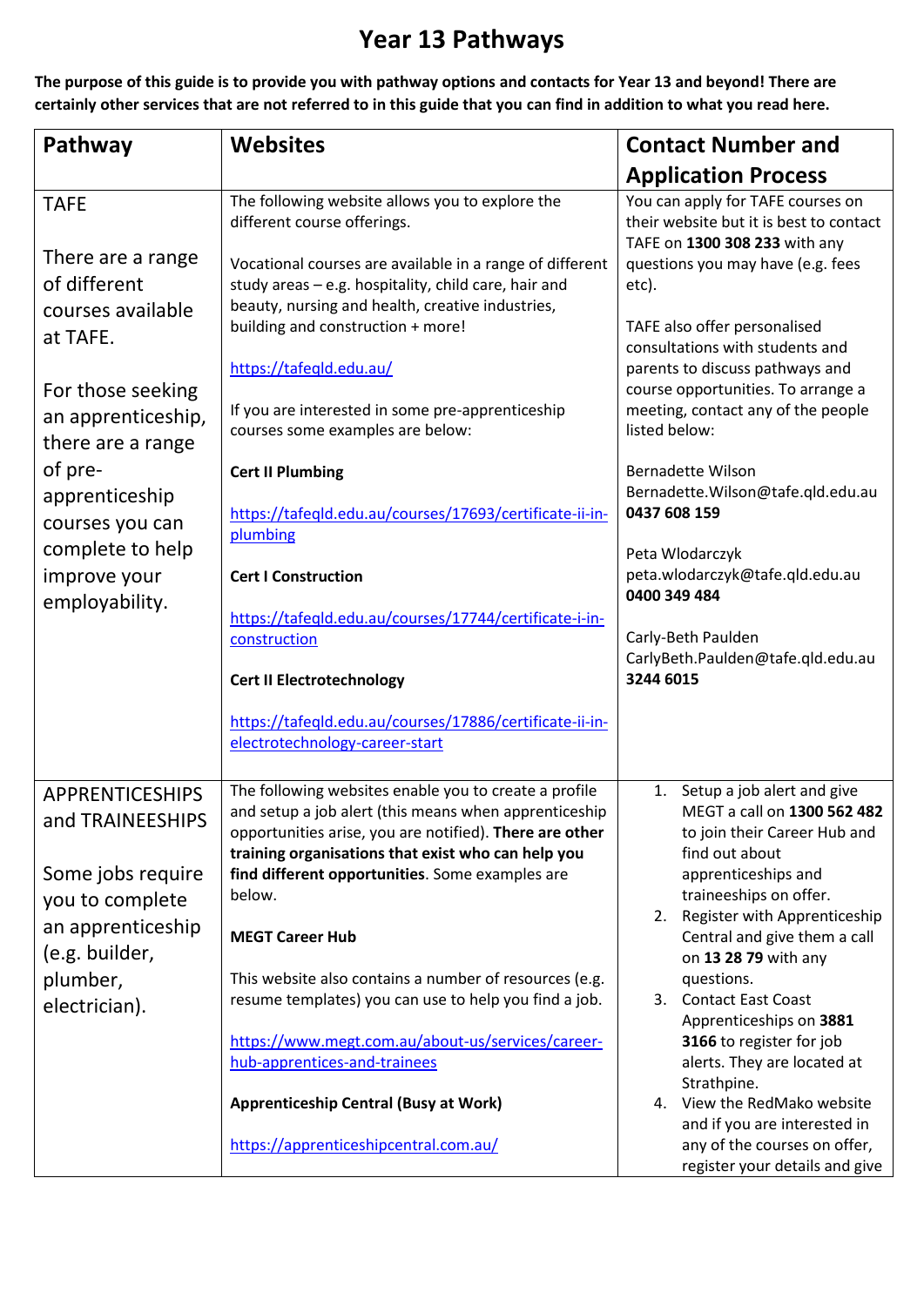# Year 13 Pathways

**The purpose of this guide is to provide you with pathway options and contacts for Year 13 and beyond! There are certainly other services that are not referred to in this guide that you can find in addition to what you read here.**

| Pathway | Websites | Contact Number and Application Process |
|---|---|---|
| TAFE<br><br>There are a range of different courses available at TAFE.<br><br>For those seeking an apprenticeship, there are a range of pre-apprenticeship courses you can complete to help improve your employability. | The following website allows you to explore the different course offerings.<br><br>Vocational courses are available in a range of different study areas – e.g. hospitality, child care, hair and beauty, nursing and health, creative industries, building and construction + more!<br><br>https://tafeqld.edu.au/<br><br>If you are interested in some pre-apprenticeship courses some examples are below:<br><br>**Cert II Plumbing**<br><br>https://tafeqld.edu.au/courses/17693/certificate-ii-in-plumbing<br><br>**Cert I Construction**<br><br>https://tafeqld.edu.au/courses/17744/certificate-i-in-construction<br><br>**Cert II Electrotechnology**<br><br>https://tafeqld.edu.au/courses/17886/certificate-ii-in-electrotechnology-career-start | You can apply for TAFE courses on their website but it is best to contact TAFE on **1300 308 233** with any questions you may have (e.g. fees etc).<br><br>TAFE also offer personalised consultations with students and parents to discuss pathways and course opportunities. To arrange a meeting, contact any of the people listed below:<br><br>Bernadette Wilson<br>Bernadette.Wilson@tafe.qld.edu.au<br>**0437 608 159**<br><br>Peta Wlodarczyk<br>peta.wlodarczyk@tafe.qld.edu.au<br>**0400 349 484**<br><br>Carly-Beth Paulden<br>CarlyBeth.Paulden@tafe.qld.edu.au<br>**3244 6015** |
| APPRENTICESHIPS and TRAINEESHIPS<br><br>Some jobs require you to complete an apprenticeship (e.g. builder, plumber, electrician). | The following websites enable you to create a profile and setup a job alert (this means when apprenticeship opportunities arise, you are notified). **There are other training organisations that exist who can help you find different opportunities**. Some examples are below.<br><br>**MEGT Career Hub**<br><br>This website also contains a number of resources (e.g. resume templates) you can use to help you find a job.<br><br>https://www.megt.com.au/about-us/services/career-hub-apprentices-and-trainees<br><br>**Apprenticeship Central (Busy at Work)**<br><br>https://apprenticeshipcentral.com.au/ | 1. Setup a job alert and give MEGT a call on **1300 562 482** to join their Career Hub and find out about apprenticeships and traineeships on offer.<br>2. Register with Apprenticeship Central and give them a call on **13 28 79** with any questions.<br>3. Contact East Coast Apprenticeships on **3881 3166** to register for job alerts. They are located at Strathpine.<br>4. View the RedMako website and if you are interested in any of the courses on offer, register your details and give |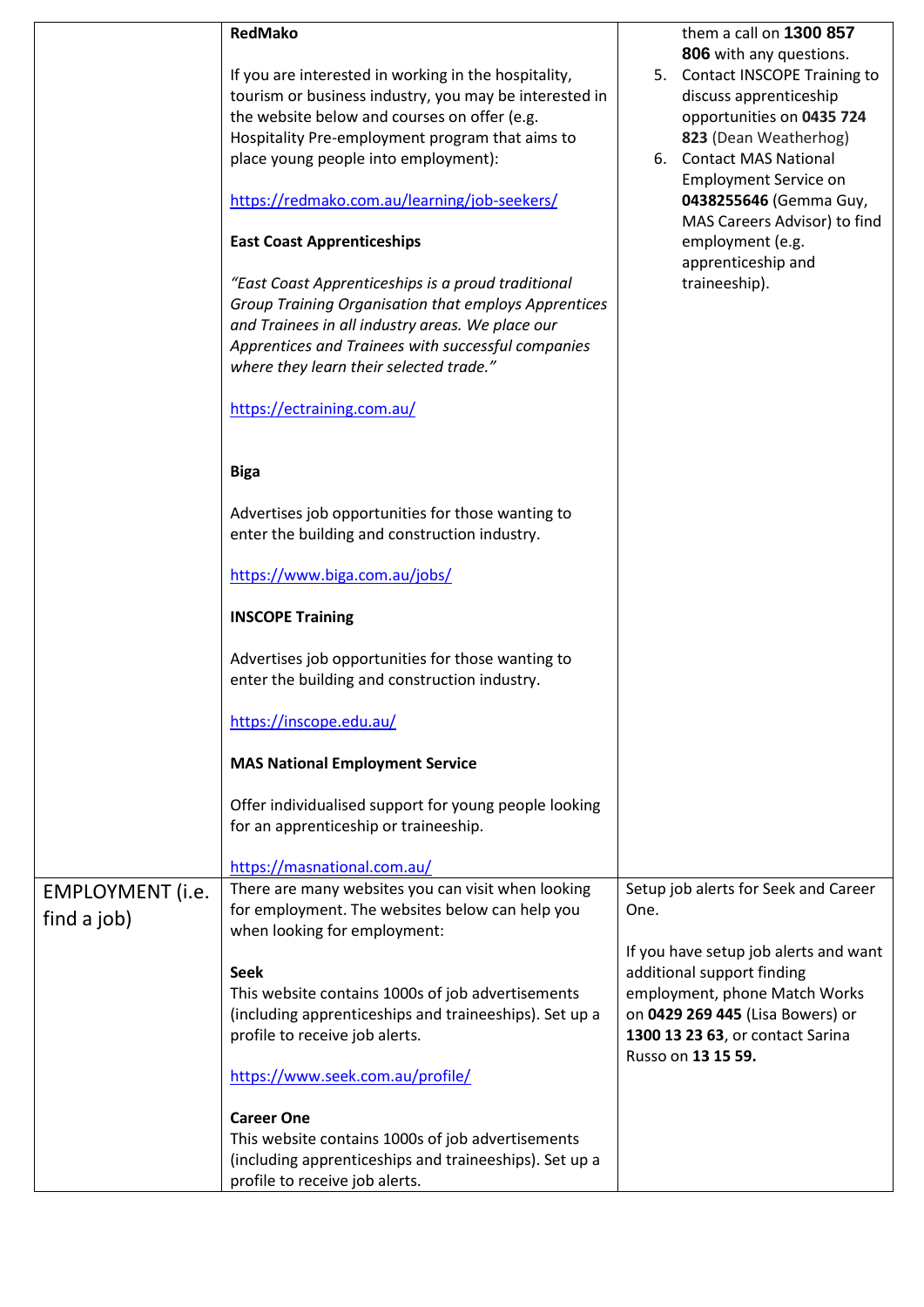| | | |
|---|---|---|
| | **RedMako**<br><br>If you are interested in working in the hospitality, tourism or business industry, you may be interested in the website below and courses on offer (e.g. Hospitality Pre-employment program that aims to place young people into employment):<br><br>https://redmako.com.au/learning/job-seekers/<br><br>**East Coast Apprenticeships**<br><br>*"East Coast Apprenticeships is a proud traditional Group Training Organisation that employs Apprentices and Trainees in all industry areas. We place our Apprentices and Trainees with successful companies where they learn their selected trade."*<br><br>https://ectraining.com.au/<br><br>**Biga**<br><br>Advertises job opportunities for those wanting to enter the building and construction industry.<br><br>https://www.biga.com.au/jobs/<br><br>**INSCOPE Training**<br><br>Advertises job opportunities for those wanting to enter the building and construction industry.<br><br>https://inscope.edu.au/<br><br>**MAS National Employment Service**<br><br>Offer individualised support for young people looking for an apprenticeship or traineeship.<br><br>https://masnational.com.au/ | them a call on **1300 857 806** with any questions.<br>5. Contact INSCOPE Training to discuss apprenticeship opportunities on **0435 724 823** (Dean Weatherhog)<br>6. Contact MAS National Employment Service on **0438255646** (Gemma Guy, MAS Careers Advisor) to find employment (e.g. apprenticeship and traineeship). |
| EMPLOYMENT (i.e. find a job) | There are many websites you can visit when looking for employment. The websites below can help you when looking for employment:<br><br>**Seek**<br>This website contains 1000s of job advertisements (including apprenticeships and traineeships). Set up a profile to receive job alerts.<br><br>https://www.seek.com.au/profile/<br><br>**Career One**<br>This website contains 1000s of job advertisements (including apprenticeships and traineeships). Set up a profile to receive job alerts. | Setup job alerts for Seek and Career One.<br><br>If you have setup job alerts and want additional support finding employment, phone Match Works on **0429 269 445** (Lisa Bowers) or **1300 13 23 63**, or contact Sarina Russo on **13 15 59.** |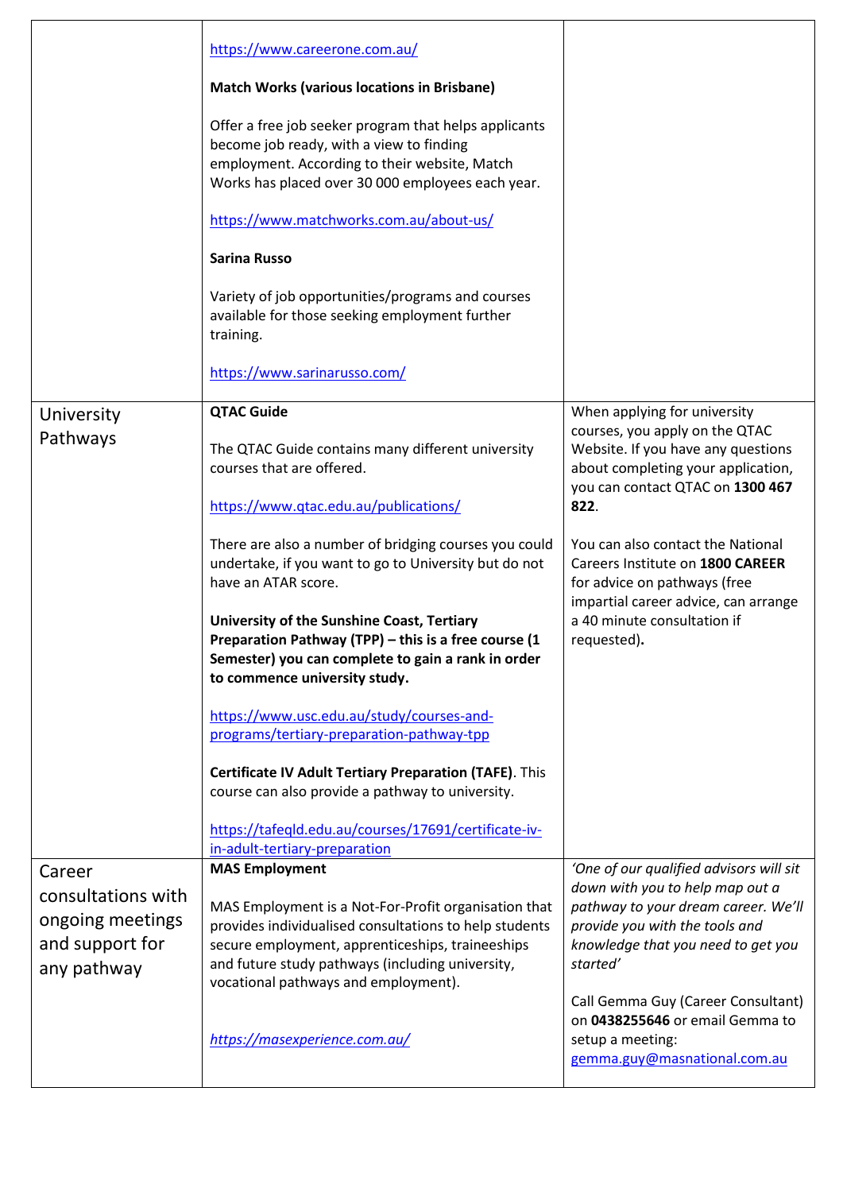| | | |
|---|---|---|
| | https://www.careerone.com.au/<br><br>**Match Works (various locations in Brisbane)**<br><br>Offer a free job seeker program that helps applicants become job ready, with a view to finding employment. According to their website, Match Works has placed over 30 000 employees each year.<br><br>https://www.matchworks.com.au/about-us/<br><br>**Sarina Russo**<br><br>Variety of job opportunities/programs and courses available for those seeking employment further training.<br><br>https://www.sarinarusso.com/ | |
| University Pathways | **QTAC Guide**<br><br>The QTAC Guide contains many different university courses that are offered.<br><br>https://www.qtac.edu.au/publications/<br><br>There are also a number of bridging courses you could undertake, if you want to go to University but do not have an ATAR score.<br><br>**University of the Sunshine Coast, Tertiary Preparation Pathway (TPP) – this is a free course (1 Semester) you can complete to gain a rank in order to commence university study.**<br><br>https://www.usc.edu.au/study/courses-and-programs/tertiary-preparation-pathway-tpp<br><br>**Certificate IV Adult Tertiary Preparation (TAFE)**. This course can also provide a pathway to university.<br><br>https://tafeqld.edu.au/courses/17691/certificate-iv-in-adult-tertiary-preparation | When applying for university courses, you apply on the QTAC Website. If you have any questions about completing your application, you can contact QTAC on **1300 467 822**.<br><br>You can also contact the National Careers Institute on **1800 CAREER** for advice on pathways (free impartial career advice, can arrange a 40 minute consultation if requested)**.** |
| Career consultations with ongoing meetings and support for any pathway | **MAS Employment**<br><br>MAS Employment is a Not-For-Profit organisation that provides individualised consultations to help students secure employment, apprenticeships, traineeships and future study pathways (including university, vocational pathways and employment).<br><br>*https://masexperience.com.au/* | *'One of our qualified advisors will sit down with you to help map out a pathway to your dream career. We'll provide you with the tools and knowledge that you need to get you started'*<br><br>Call Gemma Guy (Career Consultant) on **0438255646** or email Gemma to setup a meeting: gemma.guy@masnational.com.au |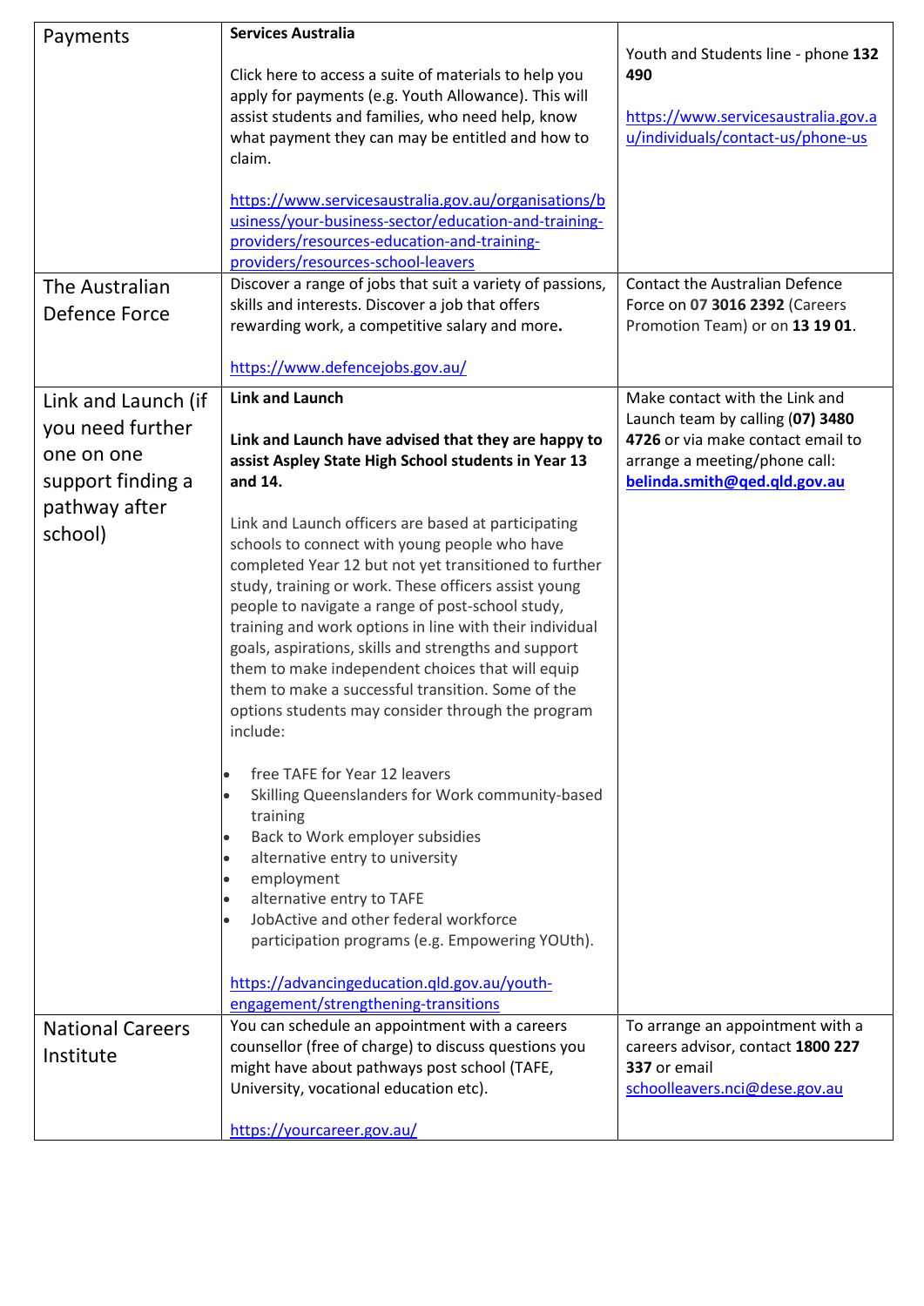| | | |
|---|---|---|
| Payments | **Services Australia**<br><br>Click here to access a suite of materials to help you apply for payments (e.g. Youth Allowance). This will assist students and families, who need help, know what payment they can may be entitled and how to claim.<br><br>https://www.servicesaustralia.gov.au/organisations/business/your-business-sector/education-and-training-providers/resources-education-and-training-providers/resources-school-leavers | Youth and Students line - phone **132 490**<br><br>https://www.servicesaustralia.gov.au/individuals/contact-us/phone-us |
| The Australian Defence Force | Discover a range of jobs that suit a variety of passions, skills and interests. Discover a job that offers rewarding work, a competitive salary and more**.**<br><br>https://www.defencejobs.gov.au/ | Contact the Australian Defence Force on **07 3016 2392** (Careers Promotion Team) or on **13 19 01**. |
| Link and Launch (if you need further one on one support finding a pathway after school) | **Link and Launch**<br><br>**Link and Launch have advised that they are happy to assist Aspley State High School students in Year 13 and 14.**<br><br>Link and Launch officers are based at participating schools to connect with young people who have completed Year 12 but not yet transitioned to further study, training or work. These officers assist young people to navigate a range of post-school study, training and work options in line with their individual goals, aspirations, skills and strengths and support them to make independent choices that will equip them to make a successful transition. Some of the options students may consider through the program include:<br><br>• free TAFE for Year 12 leavers<br>• Skilling Queenslanders for Work community-based training<br>• Back to Work employer subsidies<br>• alternative entry to university<br>• employment<br>• alternative entry to TAFE<br>• JobActive and other federal workforce participation programs (e.g. Empowering YOUth).<br><br>https://advancingeducation.qld.gov.au/youth-engagement/strengthening-transitions | Make contact with the Link and Launch team by calling **(07) 3480 4726** or via make contact email to arrange a meeting/phone call: **belinda.smith@qed.qld.gov.au** |
| National Careers Institute | You can schedule an appointment with a careers counsellor (free of charge) to discuss questions you might have about pathways post school (TAFE, University, vocational education etc).<br><br>https://yourcareer.gov.au/ | To arrange an appointment with a careers advisor, contact **1800 227 337** or email schoolleavers.nci@dese.gov.au |